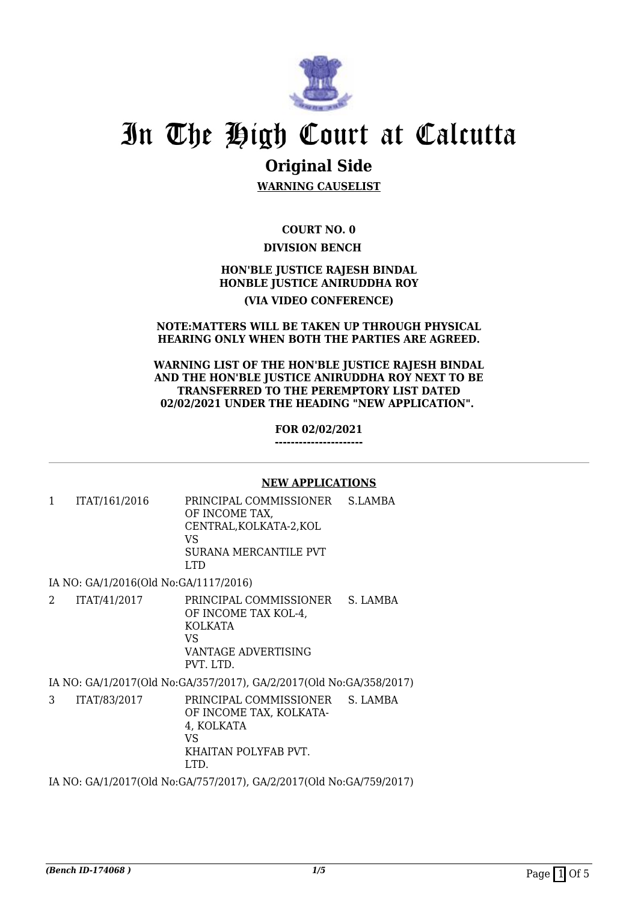# In The High Court at Calcutta

## Original Side

**WARNING CAUSELIST**

**COURT NO. 0**

**DIVISION BENCH**

**HON'BLE JUSTICE RAJESH BINDAL**
**HONBLE JUSTICE ANIRUDDHA ROY**

**(VIA VIDEO CONFERENCE)**

**NOTE:MATTERS WILL BE TAKEN UP THROUGH PHYSICAL HEARING ONLY WHEN BOTH THE PARTIES ARE AGREED.**

**WARNING LIST OF THE HON'BLE JUSTICE RAJESH BINDAL AND THE HON'BLE JUSTICE ANIRUDDHA ROY NEXT TO BE TRANSFERRED TO THE PEREMPTORY LIST DATED 02/02/2021 UNDER THE HEADING "NEW APPLICATION".**

**FOR 02/02/2021**

**----------------------**

**NEW APPLICATIONS**

| | | | |
|---|---|---|---|
| 1 | ITAT/161/2016 | PRINCIPAL COMMISSIONER OF INCOME TAX, CENTRAL,KOLKATA-2,KOL VS SURANA MERCANTILE PVT LTD | S.LAMBA |

IA NO: GA/1/2016(Old No:GA/1117/2016)

| | | | |
|---|---|---|---|
| 2 | ITAT/41/2017 | PRINCIPAL COMMISSIONER OF INCOME TAX KOL-4, KOLKATA VS VANTAGE ADVERTISING PVT. LTD. | S. LAMBA |

IA NO: GA/1/2017(Old No:GA/357/2017), GA/2/2017(Old No:GA/358/2017)

| | | | |
|---|---|---|---|
| 3 | ITAT/83/2017 | PRINCIPAL COMMISSIONER OF INCOME TAX, KOLKATA-4, KOLKATA VS KHAITAN POLYFAB PVT. LTD. | S. LAMBA |

IA NO: GA/1/2017(Old No:GA/757/2017), GA/2/2017(Old No:GA/759/2017)

*(Bench ID-174068 )*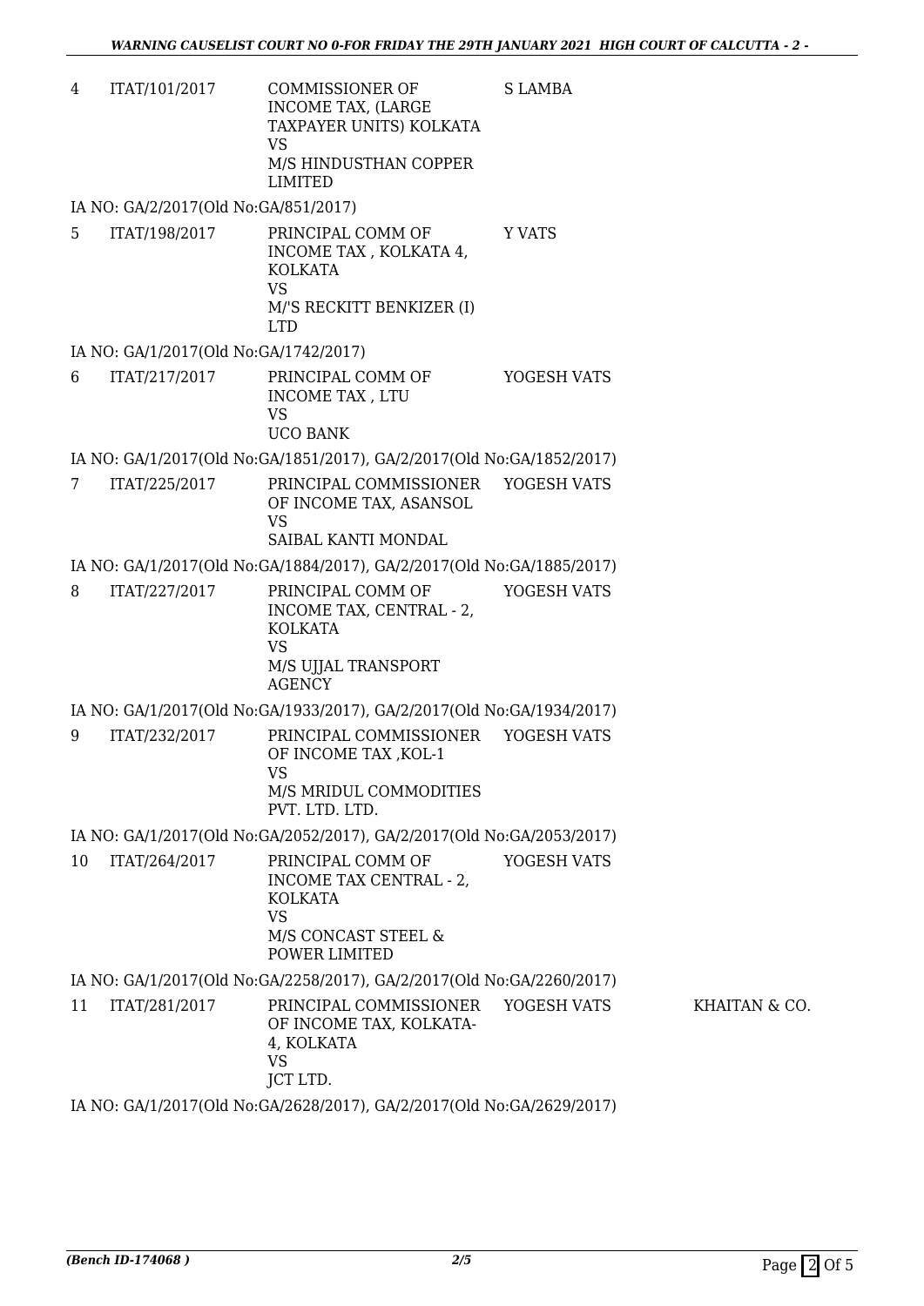| | | | | |
|---|---|---|---|---|
| 4 | ITAT/101/2017 | COMMISSIONER OF INCOME TAX, (LARGE TAXPAYER UNITS) KOLKATA VS M/S HINDUSTHAN COPPER LIMITED | S LAMBA | |
| IA NO: GA/2/2017(Old No:GA/851/2017) | | | | |
| 5 | ITAT/198/2017 | PRINCIPAL COMM OF INCOME TAX , KOLKATA 4, KOLKATA VS M/'S RECKITT BENKIZER (I) LTD | Y VATS | |
| IA NO: GA/1/2017(Old No:GA/1742/2017) | | | | |
| 6 | ITAT/217/2017 | PRINCIPAL COMM OF INCOME TAX , LTU VS UCO BANK | YOGESH VATS | |
| IA NO: GA/1/2017(Old No:GA/1851/2017), GA/2/2017(Old No:GA/1852/2017) | | | | |
| 7 | ITAT/225/2017 | PRINCIPAL COMMISSIONER OF INCOME TAX, ASANSOL VS SAIBAL KANTI MONDAL | YOGESH VATS | |
| IA NO: GA/1/2017(Old No:GA/1884/2017), GA/2/2017(Old No:GA/1885/2017) | | | | |
| 8 | ITAT/227/2017 | PRINCIPAL COMM OF INCOME TAX, CENTRAL - 2, KOLKATA VS M/S UJJAL TRANSPORT AGENCY | YOGESH VATS | |
| IA NO: GA/1/2017(Old No:GA/1933/2017), GA/2/2017(Old No:GA/1934/2017) | | | | |
| 9 | ITAT/232/2017 | PRINCIPAL COMMISSIONER OF INCOME TAX ,KOL-1 VS M/S MRIDUL COMMODITIES PVT. LTD. LTD. | YOGESH VATS | |
| IA NO: GA/1/2017(Old No:GA/2052/2017), GA/2/2017(Old No:GA/2053/2017) | | | | |
| 10 | ITAT/264/2017 | PRINCIPAL COMM OF INCOME TAX CENTRAL - 2, KOLKATA VS M/S CONCAST STEEL & POWER LIMITED | YOGESH VATS | |
| IA NO: GA/1/2017(Old No:GA/2258/2017), GA/2/2017(Old No:GA/2260/2017) | | | | |
| 11 | ITAT/281/2017 | PRINCIPAL COMMISSIONER OF INCOME TAX, KOLKATA-4, KOLKATA VS JCT LTD. | YOGESH VATS | KHAITAN & CO. |
| IA NO: GA/1/2017(Old No:GA/2628/2017), GA/2/2017(Old No:GA/2629/2017) | | | | |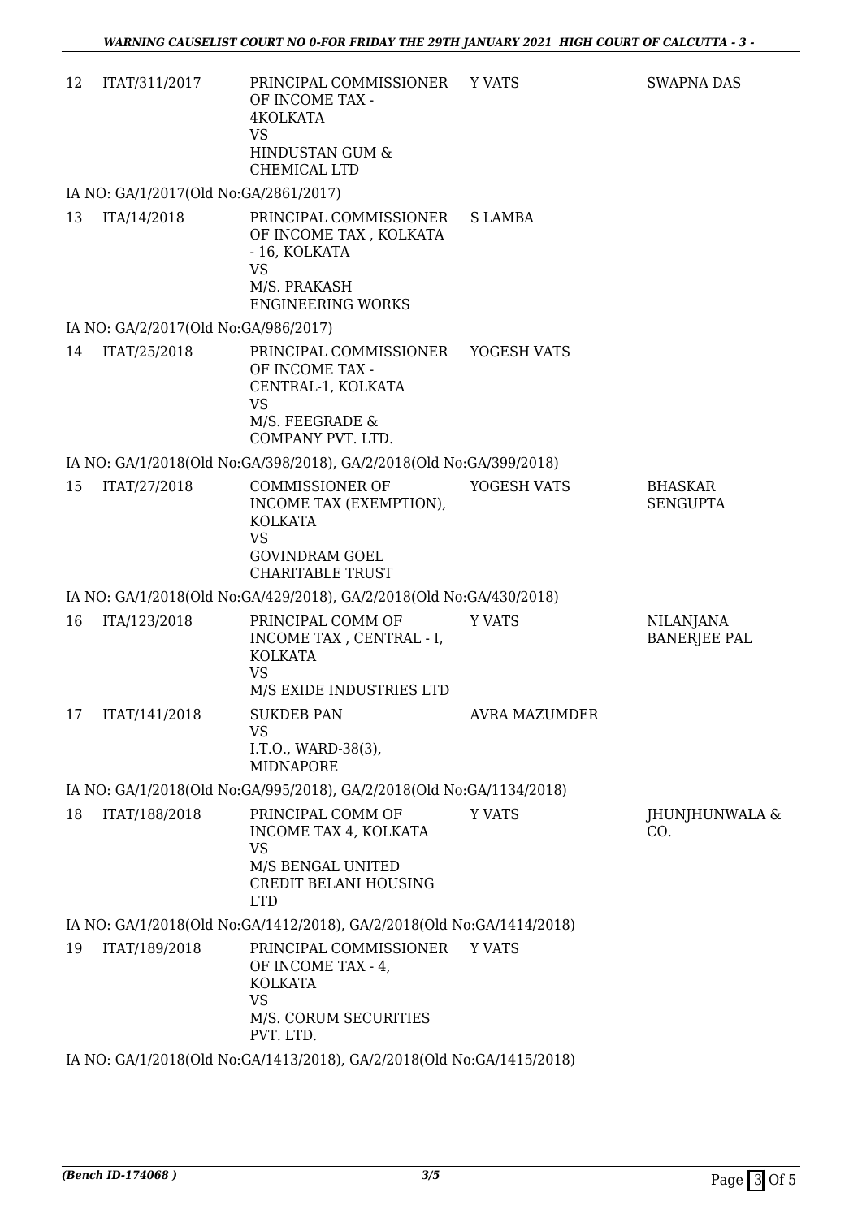| | | | | |
|---|---|---|---|---|
| 12 | ITAT/311/2017 | PRINCIPAL COMMISSIONER OF INCOME TAX - 4KOLKATA<br>VS<br>HINDUSTAN GUM & CHEMICAL LTD | Y VATS | SWAPNA DAS |
| | IA NO: GA/1/2017(Old No:GA/2861/2017) | | | |
| 13 | ITA/14/2018 | PRINCIPAL COMMISSIONER OF INCOME TAX , KOLKATA - 16, KOLKATA<br>VS<br>M/S. PRAKASH ENGINEERING WORKS | S LAMBA | |
| | IA NO: GA/2/2017(Old No:GA/986/2017) | | | |
| 14 | ITAT/25/2018 | PRINCIPAL COMMISSIONER OF INCOME TAX - CENTRAL-1, KOLKATA<br>VS<br>M/S. FEEGRADE & COMPANY PVT. LTD. | YOGESH VATS | |
| | IA NO: GA/1/2018(Old No:GA/398/2018), GA/2/2018(Old No:GA/399/2018) | | | |
| 15 | ITAT/27/2018 | COMMISSIONER OF INCOME TAX (EXEMPTION), KOLKATA<br>VS<br>GOVINDRAM GOEL CHARITABLE TRUST | YOGESH VATS | BHASKAR SENGUPTA |
| | IA NO: GA/1/2018(Old No:GA/429/2018), GA/2/2018(Old No:GA/430/2018) | | | |
| 16 | ITA/123/2018 | PRINCIPAL COMM OF INCOME TAX , CENTRAL - I, KOLKATA<br>VS<br>M/S EXIDE INDUSTRIES LTD | Y VATS | NILANJANA BANERJEE PAL |
| 17 | ITAT/141/2018 | SUKDEB PAN<br>VS<br>I.T.O., WARD-38(3), MIDNAPORE | AVRA MAZUMDER | |
| | IA NO: GA/1/2018(Old No:GA/995/2018), GA/2/2018(Old No:GA/1134/2018) | | | |
| 18 | ITAT/188/2018 | PRINCIPAL COMM OF INCOME TAX 4, KOLKATA<br>VS<br>M/S BENGAL UNITED CREDIT BELANI HOUSING LTD | Y VATS | JHUNJHUNWALA & CO. |
| | IA NO: GA/1/2018(Old No:GA/1412/2018), GA/2/2018(Old No:GA/1414/2018) | | | |
| 19 | ITAT/189/2018 | PRINCIPAL COMMISSIONER OF INCOME TAX - 4, KOLKATA<br>VS<br>M/S. CORUM SECURITIES PVT. LTD. | Y VATS | |
| | IA NO: GA/1/2018(Old No:GA/1413/2018), GA/2/2018(Old No:GA/1415/2018) | | | |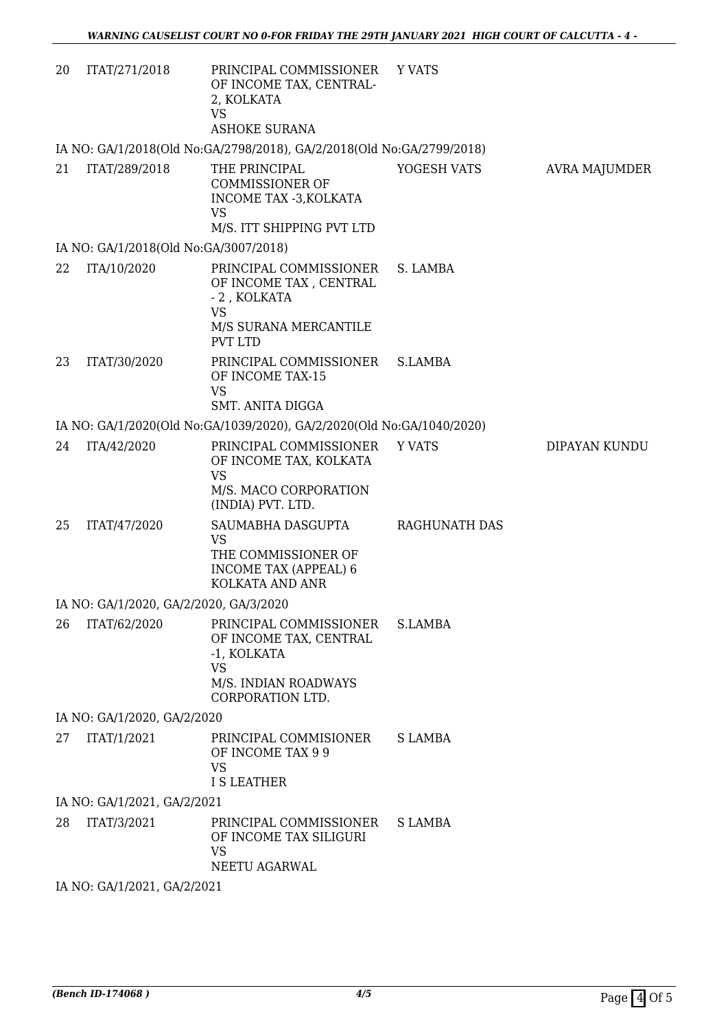| | | | | |
|---|---|---|---|---|
| 20 | ITAT/271/2018 | PRINCIPAL COMMISSIONER OF INCOME TAX, CENTRAL-2, KOLKATA<br>VS<br>ASHOKE SURANA | Y VATS | |
| IA NO: GA/1/2018(Old No:GA/2798/2018), GA/2/2018(Old No:GA/2799/2018) | | | | |
| 21 | ITAT/289/2018 | THE PRINCIPAL COMMISSIONER OF INCOME TAX -3,KOLKATA<br>VS<br>M/S. ITT SHIPPING PVT LTD | YOGESH VATS | AVRA MAJUMDER |
| IA NO: GA/1/2018(Old No:GA/3007/2018) | | | | |
| 22 | ITA/10/2020 | PRINCIPAL COMMISSIONER OF INCOME TAX , CENTRAL - 2 , KOLKATA<br>VS<br>M/S SURANA MERCANTILE PVT LTD | S. LAMBA | |
| 23 | ITAT/30/2020 | PRINCIPAL COMMISSIONER OF INCOME TAX-15<br>VS<br>SMT. ANITA DIGGA | S.LAMBA | |
| IA NO: GA/1/2020(Old No:GA/1039/2020), GA/2/2020(Old No:GA/1040/2020) | | | | |
| 24 | ITA/42/2020 | PRINCIPAL COMMISSIONER OF INCOME TAX, KOLKATA<br>VS<br>M/S. MACO CORPORATION (INDIA) PVT. LTD. | Y VATS | DIPAYAN KUNDU |
| 25 | ITAT/47/2020 | SAUMABHA DASGUPTA<br>VS<br>THE COMMISSIONER OF INCOME TAX (APPEAL) 6 KOLKATA AND ANR | RAGHUNATH DAS | |
| IA NO: GA/1/2020, GA/2/2020, GA/3/2020 | | | | |
| 26 | ITAT/62/2020 | PRINCIPAL COMMISSIONER OF INCOME TAX, CENTRAL -1, KOLKATA<br>VS<br>M/S. INDIAN ROADWAYS CORPORATION LTD. | S.LAMBA | |
| IA NO: GA/1/2020, GA/2/2020 | | | | |
| 27 | ITAT/1/2021 | PRINCIPAL COMMISIONER OF INCOME TAX 9 9<br>VS<br>I S LEATHER | S LAMBA | |
| IA NO: GA/1/2021, GA/2/2021 | | | | |
| 28 | ITAT/3/2021 | PRINCIPAL COMMISSIONER OF INCOME TAX SILIGURI<br>VS<br>NEETU AGARWAL | S LAMBA | |
| IA NO: GA/1/2021, GA/2/2021 | | | | |

*(Bench ID-174068 )*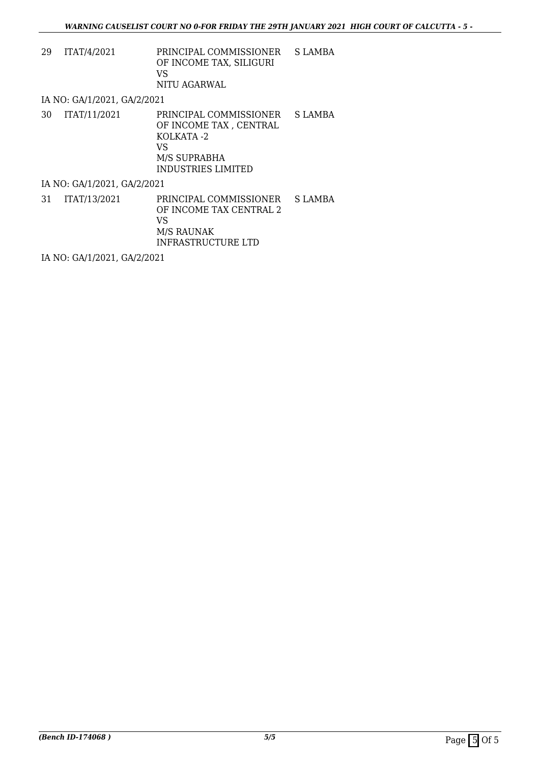| | | | |
|---|---|---|---|
| 29 | ITAT/4/2021 | PRINCIPAL COMMISSIONER OF INCOME TAX, SILIGURI<br>VS<br>NITU AGARWAL | S LAMBA |

IA NO: GA/1/2021, GA/2/2021

| | | | |
|---|---|---|---|
| 30 | ITAT/11/2021 | PRINCIPAL COMMISSIONER OF INCOME TAX , CENTRAL KOLKATA -2<br>VS<br>M/S SUPRABHA INDUSTRIES LIMITED | S LAMBA |

IA NO: GA/1/2021, GA/2/2021

| | | | |
|---|---|---|---|
| 31 | ITAT/13/2021 | PRINCIPAL COMMISSIONER OF INCOME TAX CENTRAL 2<br>VS<br>M/S RAUNAK INFRASTRUCTURE LTD | S LAMBA |

IA NO: GA/1/2021, GA/2/2021